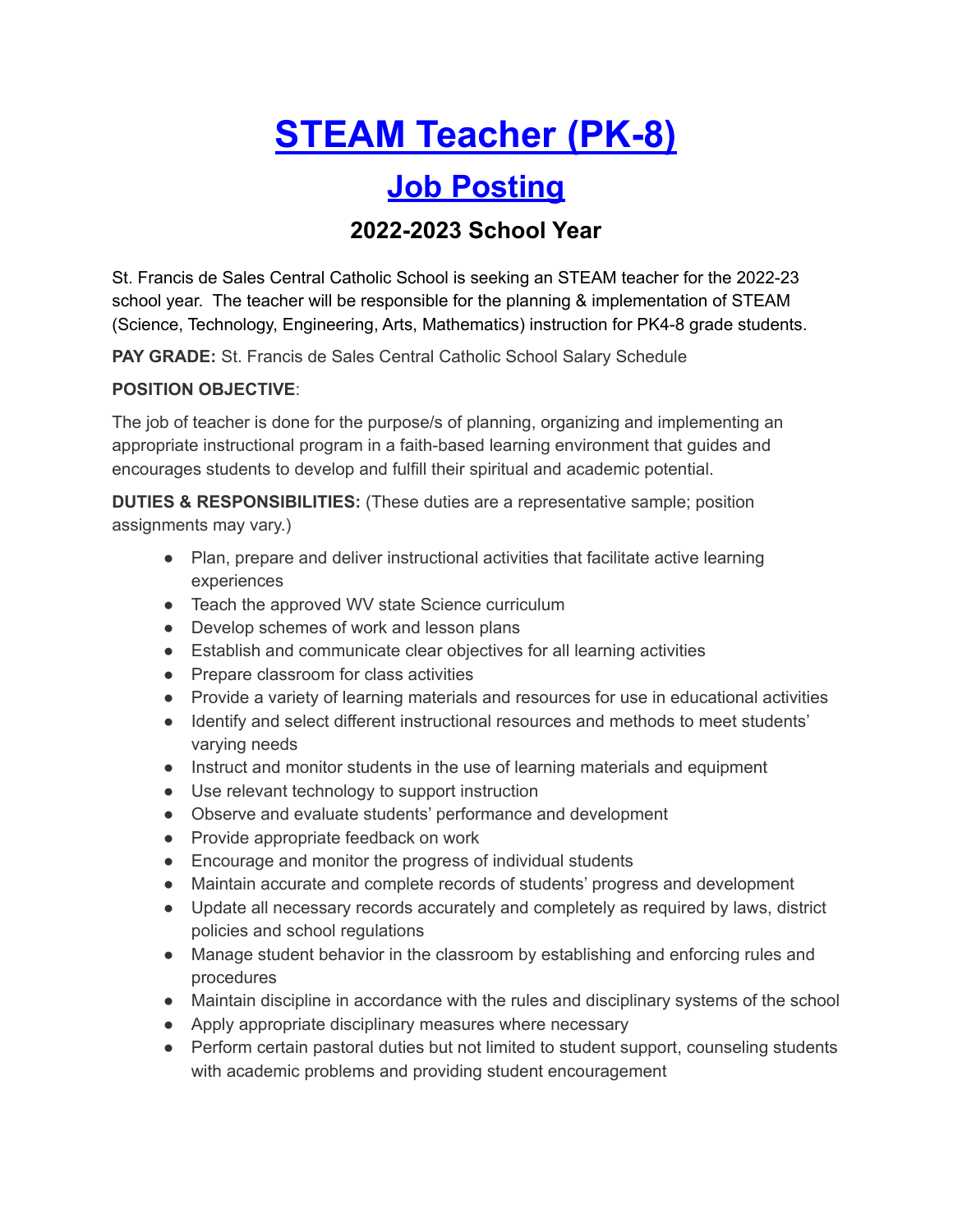# STEAM Teacher (PK-8)

## Job Posting

### 2022-2023 School Year

St. Francis de Sales Central Catholic School is seeking an STEAM teacher for the 2022-23 school year. The teacher will be responsible for the planning & implementation of STEAM (Science, Technology, Engineering, Arts, Mathematics) instruction for PK4-8 grade students.

**PAY GRADE:** St. Francis de Sales Central Catholic School Salary Schedule

**POSITION OBJECTIVE**:

The job of teacher is done for the purpose/s of planning, organizing and implementing an appropriate instructional program in a faith-based learning environment that guides and encourages students to develop and fulfill their spiritual and academic potential.

**DUTIES & RESPONSIBILITIES:** (These duties are a representative sample; position assignments may vary.)

- Plan, prepare and deliver instructional activities that facilitate active learning experiences
- Teach the approved WV state Science curriculum
- Develop schemes of work and lesson plans
- Establish and communicate clear objectives for all learning activities
- Prepare classroom for class activities
- Provide a variety of learning materials and resources for use in educational activities
- Identify and select different instructional resources and methods to meet students' varying needs
- Instruct and monitor students in the use of learning materials and equipment
- Use relevant technology to support instruction
- Observe and evaluate students' performance and development
- Provide appropriate feedback on work
- Encourage and monitor the progress of individual students
- Maintain accurate and complete records of students' progress and development
- Update all necessary records accurately and completely as required by laws, district policies and school regulations
- Manage student behavior in the classroom by establishing and enforcing rules and procedures
- Maintain discipline in accordance with the rules and disciplinary systems of the school
- Apply appropriate disciplinary measures where necessary
- Perform certain pastoral duties but not limited to student support, counseling students with academic problems and providing student encouragement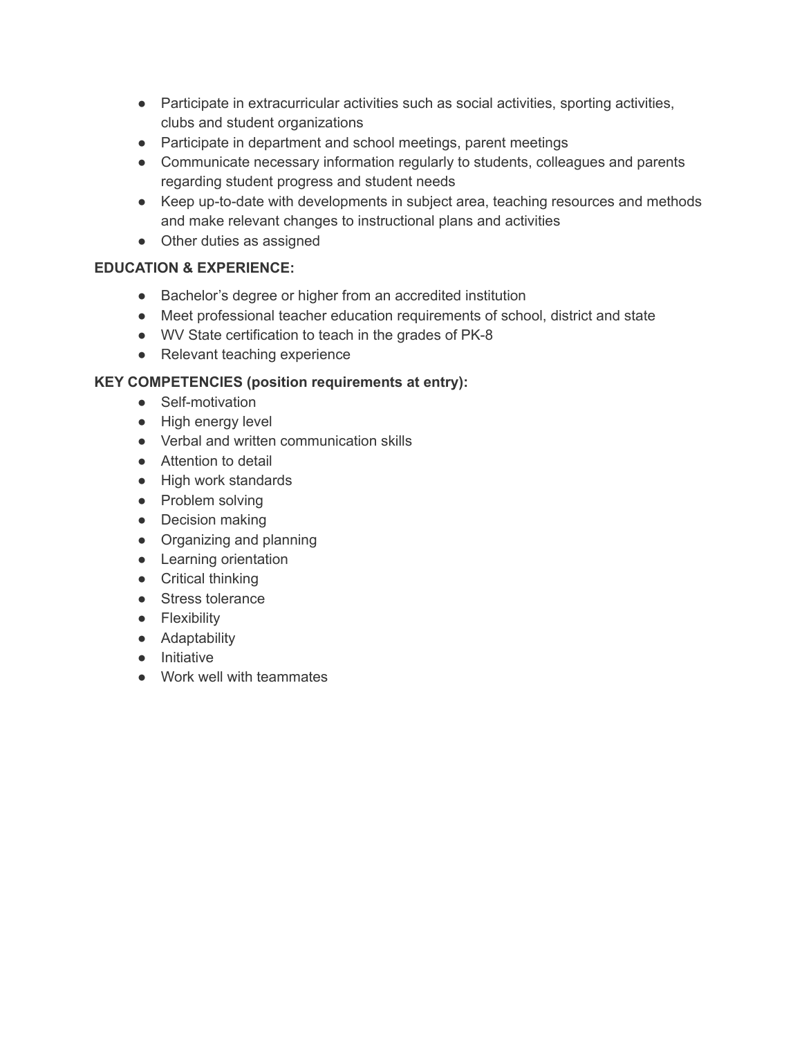- Participate in extracurricular activities such as social activities, sporting activities, clubs and student organizations
- Participate in department and school meetings, parent meetings
- Communicate necessary information regularly to students, colleagues and parents regarding student progress and student needs
- Keep up-to-date with developments in subject area, teaching resources and methods and make relevant changes to instructional plans and activities
- Other duties as assigned

**EDUCATION & EXPERIENCE:**

- Bachelor's degree or higher from an accredited institution
- Meet professional teacher education requirements of school, district and state
- WV State certification to teach in the grades of PK-8
- Relevant teaching experience

**KEY COMPETENCIES (position requirements at entry):**

- Self-motivation
- High energy level
- Verbal and written communication skills
- Attention to detail
- High work standards
- Problem solving
- Decision making
- Organizing and planning
- Learning orientation
- Critical thinking
- Stress tolerance
- Flexibility
- Adaptability
- Initiative
- Work well with teammates